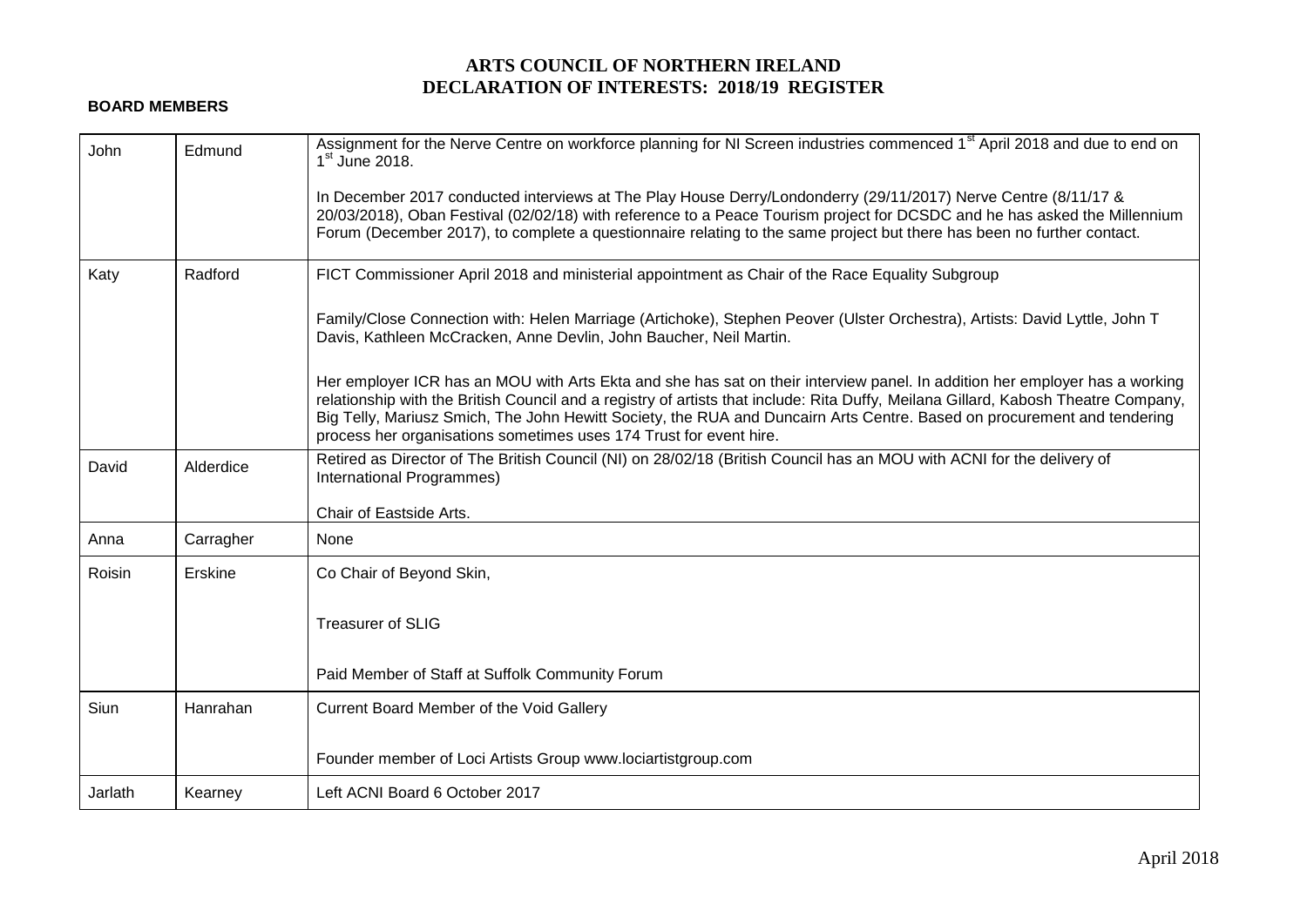# ARTS COUNCIL OF NORTHERN IRELAND
# DECLARATION OF INTERESTS: 2018/19 REGISTER

**BOARD MEMBERS**

| | | |
|---|---|---|
| John | Edmund | Assignment for the Nerve Centre on workforce planning for NI Screen industries commenced 1st April 2018 and due to end on 1st June 2018.<br><br>In December 2017 conducted interviews at The Play House Derry/Londonderry (29/11/2017) Nerve Centre (8/11/17 & 20/03/2018), Oban Festival (02/02/18) with reference to a Peace Tourism project for DCSDC and he has asked the Millennium Forum (December 2017), to complete a questionnaire relating to the same project but there has been no further contact. |
| Katy | Radford | FICT Commissioner April 2018 and ministerial appointment as Chair of the Race Equality Subgroup<br><br>Family/Close Connection with: Helen Marriage (Artichoke), Stephen Peover (Ulster Orchestra), Artists: David Lyttle, John T Davis, Kathleen McCracken, Anne Devlin, John Baucher, Neil Martin.<br><br>Her employer ICR has an MOU with Arts Ekta and she has sat on their interview panel. In addition her employer has a working relationship with the British Council and a registry of artists that include: Rita Duffy, Meilana Gillard, Kabosh Theatre Company, Big Telly, Mariusz Smich, The John Hewitt Society, the RUA and Duncairn Arts Centre. Based on procurement and tendering process her organisations sometimes uses 174 Trust for event hire. |
| David | Alderdice | Retired as Director of The British Council (NI) on 28/02/18 (British Council has an MOU with ACNI for the delivery of International Programmes)<br><br>Chair of Eastside Arts. |
| Anna | Carragher | None |
| Roisin | Erskine | Co Chair of Beyond Skin,<br><br>Treasurer of SLIG<br><br>Paid Member of Staff at Suffolk Community Forum |
| Siun | Hanrahan | Current Board Member of the Void Gallery<br><br>Founder member of Loci Artists Group www.lociartistgroup.com |
| Jarlath | Kearney | Left ACNI Board 6 October 2017 |

April 2018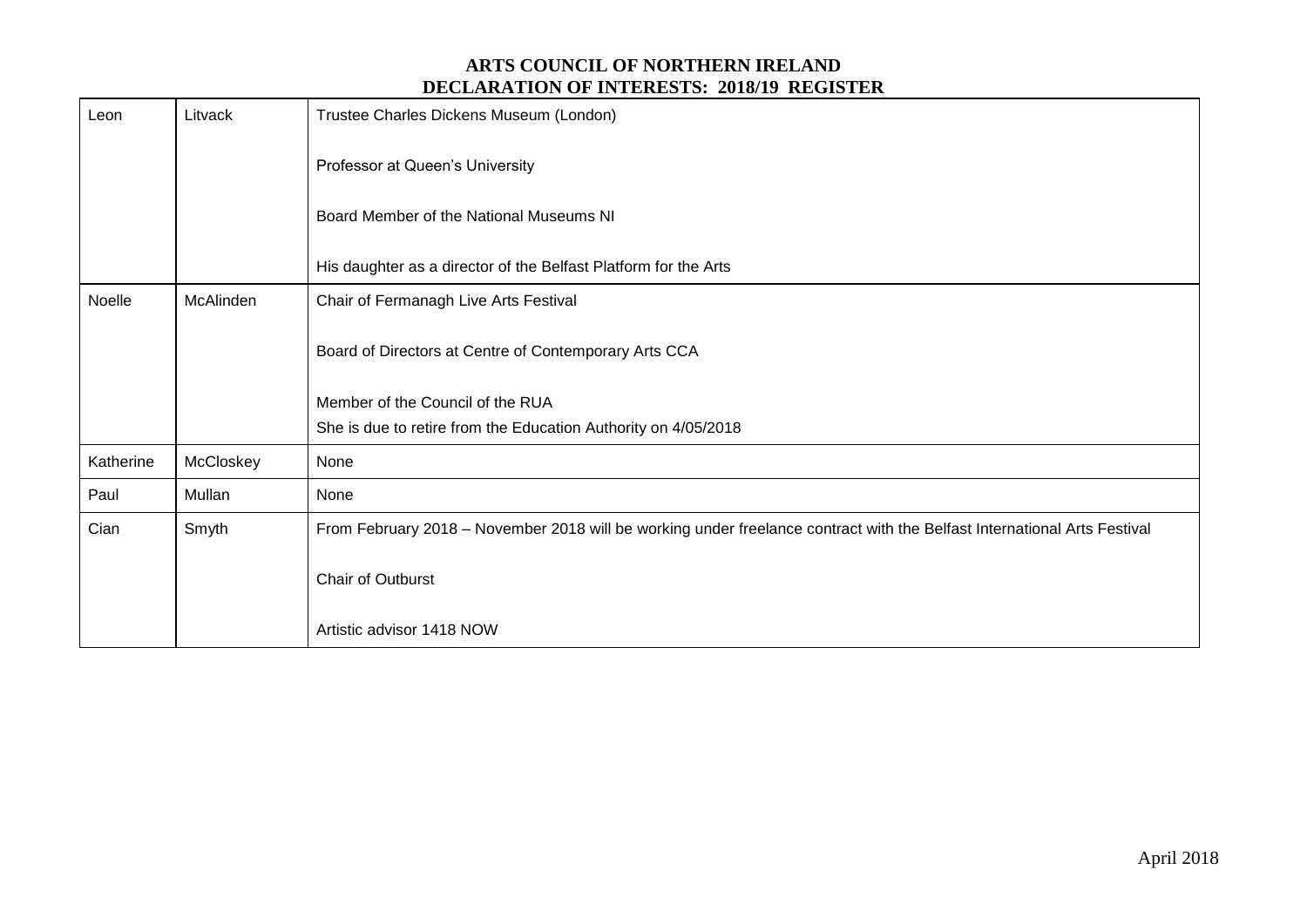# ARTS COUNCIL OF NORTHERN IRELAND
## DECLARATION OF INTERESTS: 2018/19 REGISTER

| | | |
|---|---|---|
| Leon | Litvack | Trustee Charles Dickens Museum (London)<br><br>Professor at Queen's University<br><br>Board Member of the National Museums NI<br><br>His daughter as a director of the Belfast Platform for the Arts |
| Noelle | McAlinden | Chair of Fermanagh Live Arts Festival<br><br>Board of Directors at Centre of Contemporary Arts CCA<br><br>Member of the Council of the RUA<br>She is due to retire from the Education Authority on 4/05/2018 |
| Katherine | McCloskey | None |
| Paul | Mullan | None |
| Cian | Smyth | From February 2018 – November 2018 will be working under freelance contract with the Belfast International Arts Festival<br><br>Chair of Outburst<br><br>Artistic advisor 1418 NOW |

April 2018